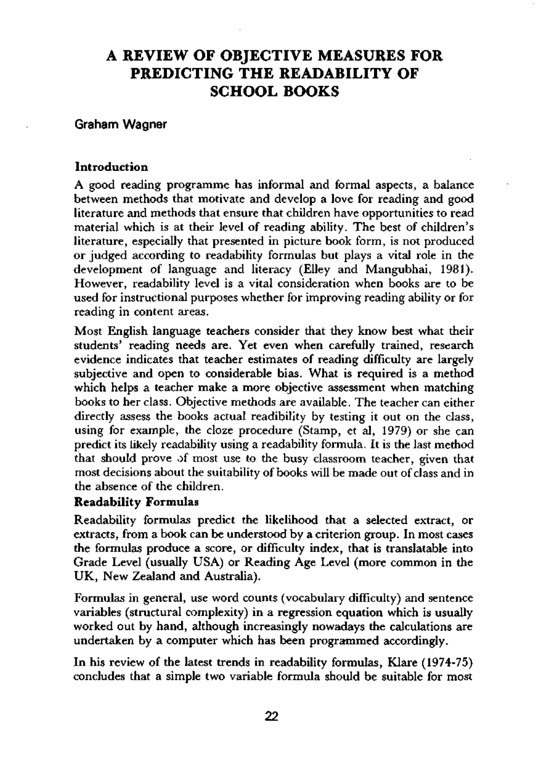# A REVIEW OF OBJECTIVE MEASURES FOR PREDICTING THE READABILITY OF SCHOOL BOOKS

**Graham Wagner**

### Introduction

A good reading programme has informal and formal aspects, a balance between methods that motivate and develop a love for reading and good literature and methods that ensure that children have opportunities to read material which is at their level of reading ability. The best of children's literature, especially that presented in picture book form, is not produced or judged according to readability formulas but plays a vital role in the development of language and literacy (Elley and Mangubhai, 1981). However, readability level is a vital consideration when books are to be used for instructional purposes whether for improving reading ability or for reading in content areas.

Most English language teachers consider that they know best what their students' reading needs are. Yet even when carefully trained, research evidence indicates that teacher estimates of reading difficulty are largely subjective and open to considerable bias. What is required is a method which helps a teacher make a more objective assessment when matching books to her class. Objective methods are available. The teacher can either directly assess the books actual readibility by testing it out on the class, using for example, the cloze procedure (Stamp, et al, 1979) or she can predict its likely readability using a readability formula. It is the last method that should prove of most use to the busy classroom teacher, given that most decisions about the suitability of books will be made out of class and in the absence of the children.

### Readability Formulas

Readability formulas predict the likelihood that a selected extract, or extracts, from a book can be understood by a criterion group. In most cases the formulas produce a score, or difficulty index, that is translatable into Grade Level (usually USA) or Reading Age Level (more common in the UK, New Zealand and Australia).

Formulas in general, use word counts (vocabulary difficulty) and sentence variables (structural complexity) in a regression equation which is usually worked out by hand, although increasingly nowadays the calculations are undertaken by a computer which has been programmed accordingly.

In his review of the latest trends in readability formulas, Klare (1974-75) concludes that a simple two variable formula should be suitable for most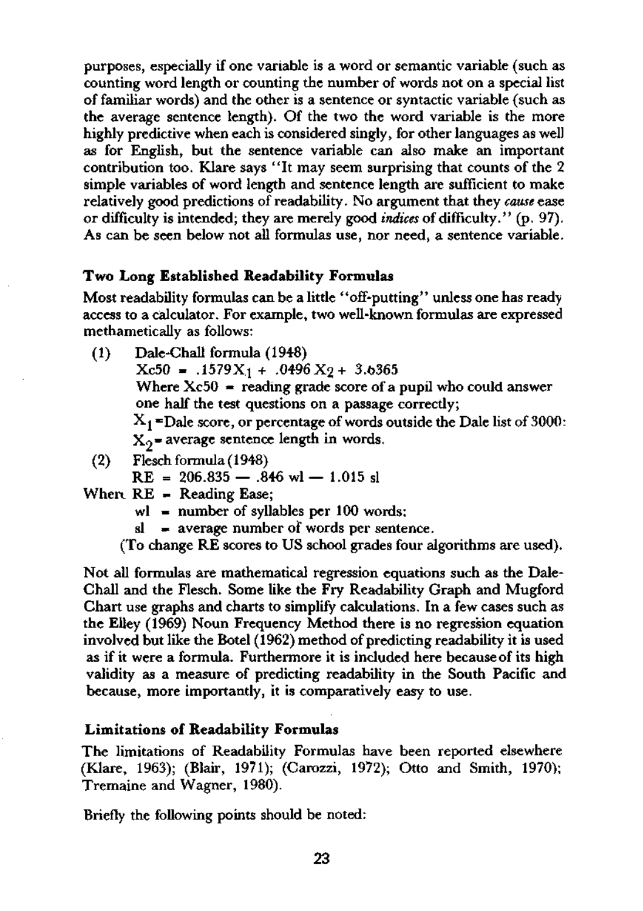purposes, especially if one variable is a word or semantic variable (such as counting word length or counting the number of words not on a special list of familiar words) and the other is a sentence or syntactic variable (such as the average sentence length). Of the two the word variable is the more highly predictive when each is considered singly, for other languages as well as for English, but the sentence variable can also make an important contribution too. Klare says "It may seem surprising that counts of the 2 simple variables of word length and sentence length are sufficient to make relatively good predictions of readability. No argument that they *cause* ease or difficulty is intended; they are merely good *indices* of difficulty." (p. 97). As can be seen below not all formulas use, nor need, a sentence variable.

### Two Long Established Readability Formulas

Most readability formulas can be a little "off-putting" unless one has ready access to a calculator. For example, two well-known formulas are expressed methametically as follows:

(1) Dale-Chall formula (1948)

$Xc50 = .1579 X_1 + .0496 X_2 + 3.6365$

Where $Xc50$ = reading grade score of a pupil who could answer one half the test questions on a passage correctly;

$X_1$ = Dale score, or percentage of words outside the Dale list of 3000:

$X_2$ = average sentence length in words.

(2) Flesch formula (1948)

$RE = 206.835 - .846\ wl - 1.015\ sl$

When RE = Reading Ease;

wl = number of syllables per 100 words:

sl = average number of words per sentence.

(To change RE scores to US school grades four algorithms are used).

Not all formulas are mathematical regression equations such as the Dale-Chall and the Flesch. Some like the Fry Readability Graph and Mugford Chart use graphs and charts to simplify calculations. In a few cases such as the Elley (1969) Noun Frequency Method there is no regression equation involved but like the Botel (1962) method of predicting readability it is used as if it were a formula. Furthermore it is included here because of its high validity as a measure of predicting readability in the South Pacific and because, more importantly, it is comparatively easy to use.

### Limitations of Readability Formulas

The limitations of Readability Formulas have been reported elsewhere (Klare, 1963); (Blair, 1971); (Carozzi, 1972); Otto and Smith, 1970); Tremaine and Wagner, 1980).

Briefly the following points should be noted: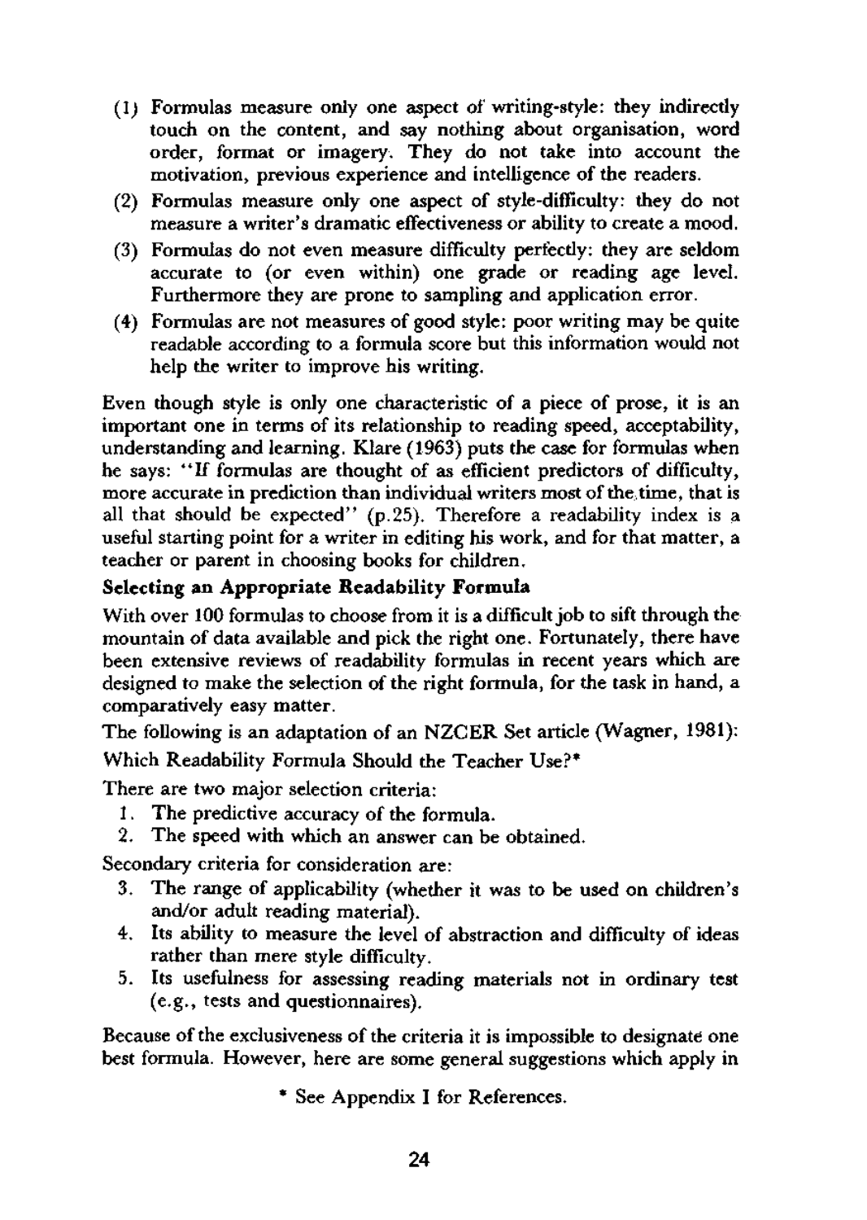(1) Formulas measure only one aspect of writing-style: they indirectly touch on the content, and say nothing about organisation, word order, format or imagery. They do not take into account the motivation, previous experience and intelligence of the readers.

(2) Formulas measure only one aspect of style-difficulty: they do not measure a writer's dramatic effectiveness or ability to create a mood.

(3) Formulas do not even measure difficulty perfectly: they are seldom accurate to (or even within) one grade or reading age level. Furthermore they are prone to sampling and application error.

(4) Formulas are not measures of good style: poor writing may be quite readable according to a formula score but this information would not help the writer to improve his writing.

Even though style is only one characteristic of a piece of prose, it is an important one in terms of its relationship to reading speed, acceptability, understanding and learning. Klare (1963) puts the case for formulas when he says: "If formulas are thought of as efficient predictors of difficulty, more accurate in prediction than individual writers most of the time, that is all that should be expected" (p.25). Therefore a readability index is a useful starting point for a writer in editing his work, and for that matter, a teacher or parent in choosing books for children.

**Selecting an Appropriate Readability Formula**

With over 100 formulas to choose from it is a difficult job to sift through the mountain of data available and pick the right one. Fortunately, there have been extensive reviews of readability formulas in recent years which are designed to make the selection of the right formula, for the task in hand, a comparatively easy matter.

The following is an adaptation of an NZCER Set article (Wagner, 1981):

Which Readability Formula Should the Teacher Use?*

There are two major selection criteria:

1. The predictive accuracy of the formula.
2. The speed with which an answer can be obtained.

Secondary criteria for consideration are:

3. The range of applicability (whether it was to be used on children's and/or adult reading material).
4. Its ability to measure the level of abstraction and difficulty of ideas rather than mere style difficulty.
5. Its usefulness for assessing reading materials not in ordinary test (e.g., tests and questionnaires).

Because of the exclusiveness of the criteria it is impossible to designate one best formula. However, here are some general suggestions which apply in

\* See Appendix I for References.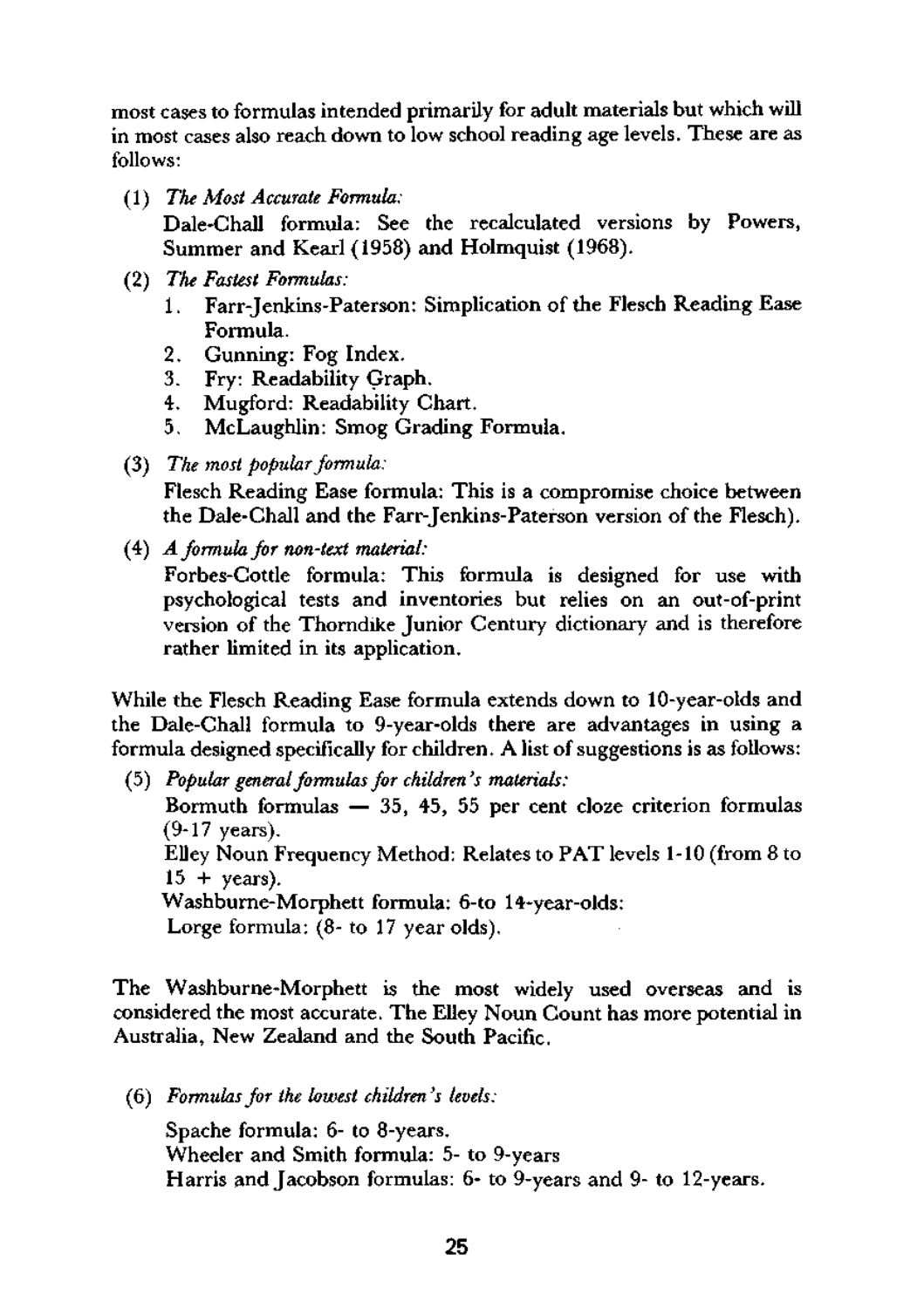most cases to formulas intended primarily for adult materials but which will in most cases also reach down to low school reading age levels. These are as follows:

(1) *The Most Accurate Formula:*

Dale-Chall formula: See the recalculated versions by Powers, Summer and Kearl (1958) and Holmquist (1968).

(2) *The Fastest Formulas:*

1. Farr-Jenkins-Paterson: Simplication of the Flesch Reading Ease Formula.
2. Gunning: Fog Index.
3. Fry: Readability Graph.
4. Mugford: Readability Chart.
5. McLaughlin: Smog Grading Formula.

(3) *The most popular formula:*

Flesch Reading Ease formula: This is a compromise choice between the Dale-Chall and the Farr-Jenkins-Paterson version of the Flesch).

(4) *A formula for non-text material:*

Forbes-Cottle formula: This formula is designed for use with psychological tests and inventories but relies on an out-of-print version of the Thorndike Junior Century dictionary and is therefore rather limited in its application.

While the Flesch Reading Ease formula extends down to 10-year-olds and the Dale-Chall formula to 9-year-olds there are advantages in using a formula designed specifically for children. A list of suggestions is as follows:

(5) *Popular general formulas for children's materials:*

Bormuth formulas — 35, 45, 55 per cent cloze criterion formulas (9-17 years).
Elley Noun Frequency Method: Relates to PAT levels 1-10 (from 8 to 15 + years).
Washburne-Morphett formula: 6-to 14-year-olds:
Large formula: (8- to 17 year olds).

The Washburne-Morphett is the most widely used overseas and is considered the most accurate. The Elley Noun Count has more potential in Australia, New Zealand and the South Pacific.

(6) *Formulas for the lowest children's levels:*

Spache formula: 6- to 8-years.
Wheeler and Smith formula: 5- to 9-years
Harris and Jacobson formulas: 6- to 9-years and 9- to 12-years.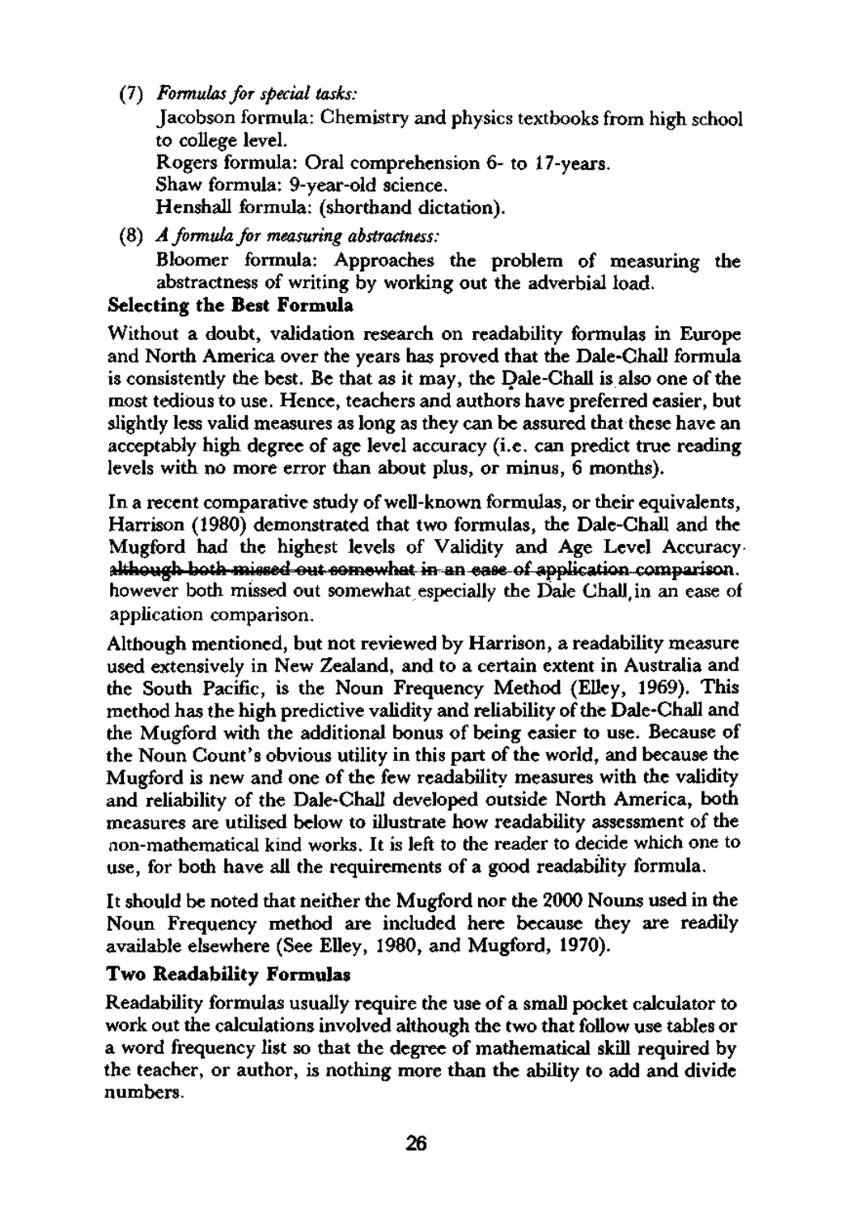(7) *Formulas for special tasks:*

Jacobson formula: Chemistry and physics textbooks from high school to college level.

Rogers formula: Oral comprehension 6- to 17-years.

Shaw formula: 9-year-old science.

Henshall formula: (shorthand dictation).

(8) *A formula for measuring abstractness:*

Bloomer formula: Approaches the problem of measuring the abstractness of writing by working out the adverbial load.

**Selecting the Best Formula**

Without a doubt, validation research on readability formulas in Europe and North America over the years has proved that the Dale-Chall formula is consistently the best. Be that as it may, the Dale-Chall is also one of the most tedious to use. Hence, teachers and authors have preferred easier, but slightly less valid measures as long as they can be assured that these have an acceptably high degree of age level accuracy (i.e. can predict true reading levels with no more error than about plus, or minus, 6 months).

In a recent comparative study of well-known formulas, or their equivalents, Harrison (1980) demonstrated that two formulas, the Dale-Chall and the Mugford had the highest levels of Validity and Age Level Accuracy. ~~although both missed out somewhat in an ease of application comparison.~~ however both missed out somewhat especially the Dale Chall, in an ease of application comparison.

Although mentioned, but not reviewed by Harrison, a readability measure used extensively in New Zealand, and to a certain extent in Australia and the South Pacific, is the Noun Frequency Method (Elley, 1969). This method has the high predictive validity and reliability of the Dale-Chall and the Mugford with the additional bonus of being easier to use. Because of the Noun Count's obvious utility in this part of the world, and because the Mugford is new and one of the few readability measures with the validity and reliability of the Dale-Chall developed outside North America, both measures are utilised below to illustrate how readability assessment of the non-mathematical kind works. It is left to the reader to decide which one to use, for both have all the requirements of a good readability formula.

It should be noted that neither the Mugford nor the 2000 Nouns used in the Noun Frequency method are included here because they are readily available elsewhere (See Elley, 1980, and Mugford, 1970).

**Two Readability Formulas**

Readability formulas usually require the use of a small pocket calculator to work out the calculations involved although the two that follow use tables or a word frequency list so that the degree of mathematical skill required by the teacher, or author, is nothing more than the ability to add and divide numbers.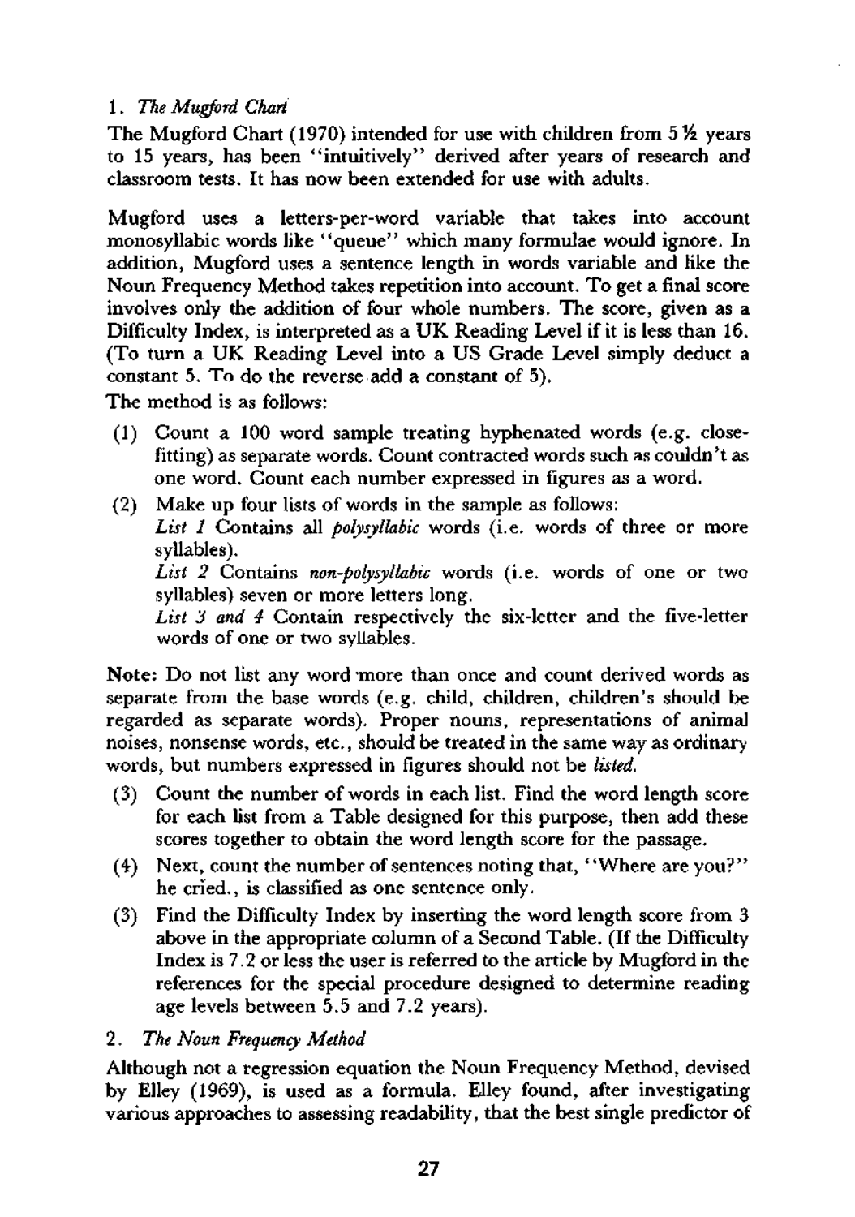1. *The Mugford Chart*

The Mugford Chart (1970) intended for use with children from 5½ years to 15 years, has been "intuitively" derived after years of research and classroom tests. It has now been extended for use with adults.

Mugford uses a letters-per-word variable that takes into account monosyllabic words like "queue" which many formulae would ignore. In addition, Mugford uses a sentence length in words variable and like the Noun Frequency Method takes repetition into account. To get a final score involves only the addition of four whole numbers. The score, given as a Difficulty Index, is interpreted as a UK Reading Level if it is less than 16. (To turn a UK Reading Level into a US Grade Level simply deduct a constant 5. To do the reverse add a constant of 5).

The method is as follows:

(1) Count a 100 word sample treating hyphenated words (e.g. close-fitting) as separate words. Count contracted words such as couldn't as one word. Count each number expressed in figures as a word.

(2) Make up four lists of words in the sample as follows:
*List 1* Contains all *polysyllabic* words (i.e. words of three or more syllables).
*List 2* Contains *non-polysyllabic* words (i.e. words of one or two syllables) seven or more letters long.
*List 3 and 4* Contain respectively the six-letter and the five-letter words of one or two syllables.

**Note:** Do not list any word more than once and count derived words as separate from the base words (e.g. child, children, children's should be regarded as separate words). Proper nouns, representations of animal noises, nonsense words, etc., should be treated in the same way as ordinary words, but numbers expressed in figures should not be *listed.*

(3) Count the number of words in each list. Find the word length score for each list from a Table designed for this purpose, then add these scores together to obtain the word length score for the passage.

(4) Next, count the number of sentences noting that, "Where are you?" he cried., is classified as one sentence only.

(3) Find the Difficulty Index by inserting the word length score from 3 above in the appropriate column of a Second Table. (If the Difficulty Index is 7.2 or less the user is referred to the article by Mugford in the references for the special procedure designed to determine reading age levels between 5.5 and 7.2 years).

2. *The Noun Frequency Method*

Although not a regression equation the Noun Frequency Method, devised by Elley (1969), is used as a formula. Elley found, after investigating various approaches to assessing readability, that the best single predictor of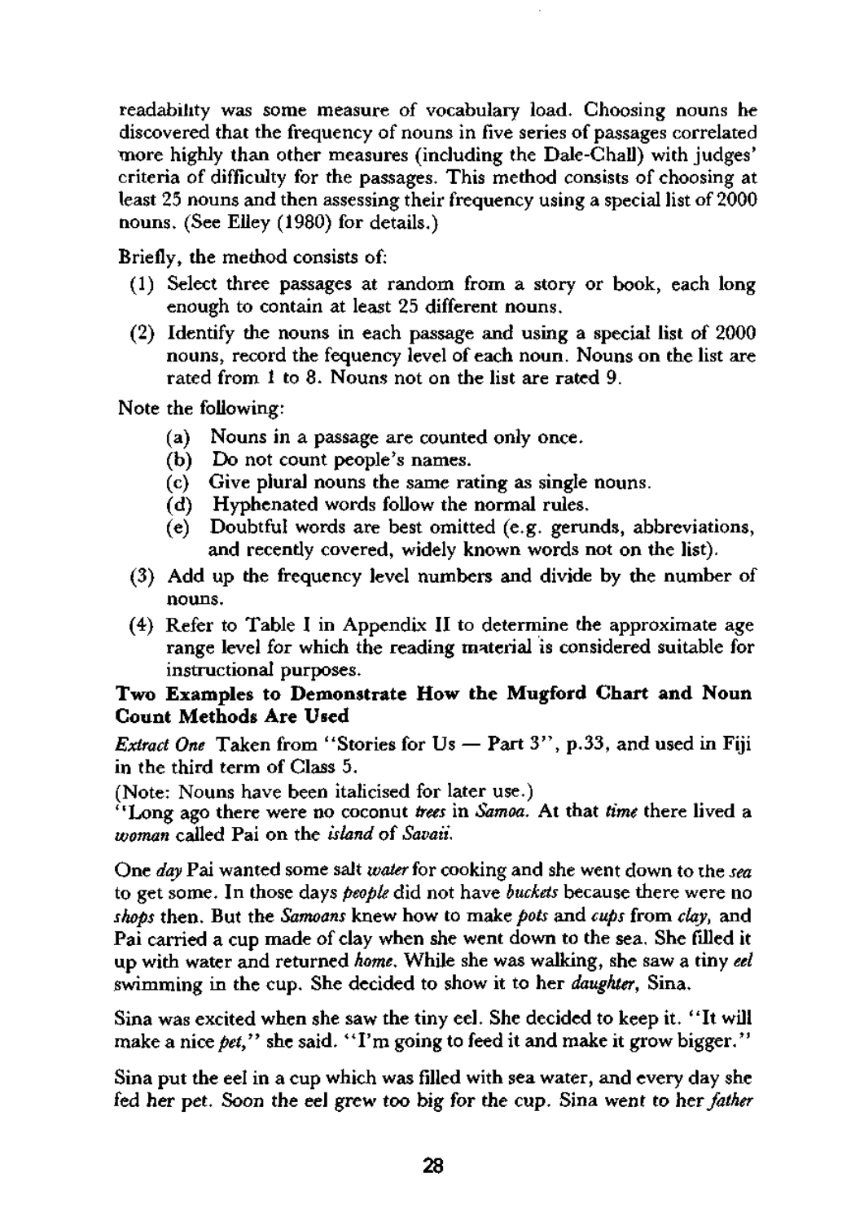readability was some measure of vocabulary load. Choosing nouns he discovered that the frequency of nouns in five series of passages correlated more highly than other measures (including the Dale-Chall) with judges' criteria of difficulty for the passages. This method consists of choosing at least 25 nouns and then assessing their frequency using a special list of 2000 nouns. (See Elley (1980) for details.)

Briefly, the method consists of:

(1) Select three passages at random from a story or book, each long enough to contain at least 25 different nouns.

(2) Identify the nouns in each passage and using a special list of 2000 nouns, record the fequency level of each noun. Nouns on the list are rated from 1 to 8. Nouns not on the list are rated 9.

Note the following:

(a) Nouns in a passage are counted only once.
(b) Do not count people's names.
(c) Give plural nouns the same rating as single nouns.
(d) Hyphenated words follow the normal rules.
(e) Doubtful words are best omitted (e.g. gerunds, abbreviations, and recently covered, widely known words not on the list).

(3) Add up the frequency level numbers and divide by the number of nouns.

(4) Refer to Table I in Appendix II to determine the approximate age range level for which the reading material is considered suitable for instructional purposes.

**Two Examples to Demonstrate How the Mugford Chart and Noun Count Methods Are Used**

*Extract One* Taken from "Stories for Us — Part 3", p.33, and used in Fiji in the third term of Class 5.

(Note: Nouns have been italicised for later use.)

"Long ago there were no coconut *trees* in *Samoa*. At that *time* there lived a *woman* called Pai on the *island* of *Savaii*.

One *day* Pai wanted some salt *water* for cooking and she went down to the *sea* to get some. In those days *people* did not have *buckets* because there were no *shops* then. But the *Samoans* knew how to make *pots* and *cups* from *clay*, and Pai carried a cup made of clay when she went down to the sea. She filled it up with water and returned *home*. While she was walking, she saw a tiny *eel* swimming in the cup. She decided to show it to her *daughter*, Sina.

Sina was excited when she saw the tiny eel. She decided to keep it. "It will make a nice *pet*," she said. "I'm going to feed it and make it grow bigger."

Sina put the eel in a cup which was filled with sea water, and every day she fed her pet. Soon the eel grew too big for the cup. Sina went to her *father*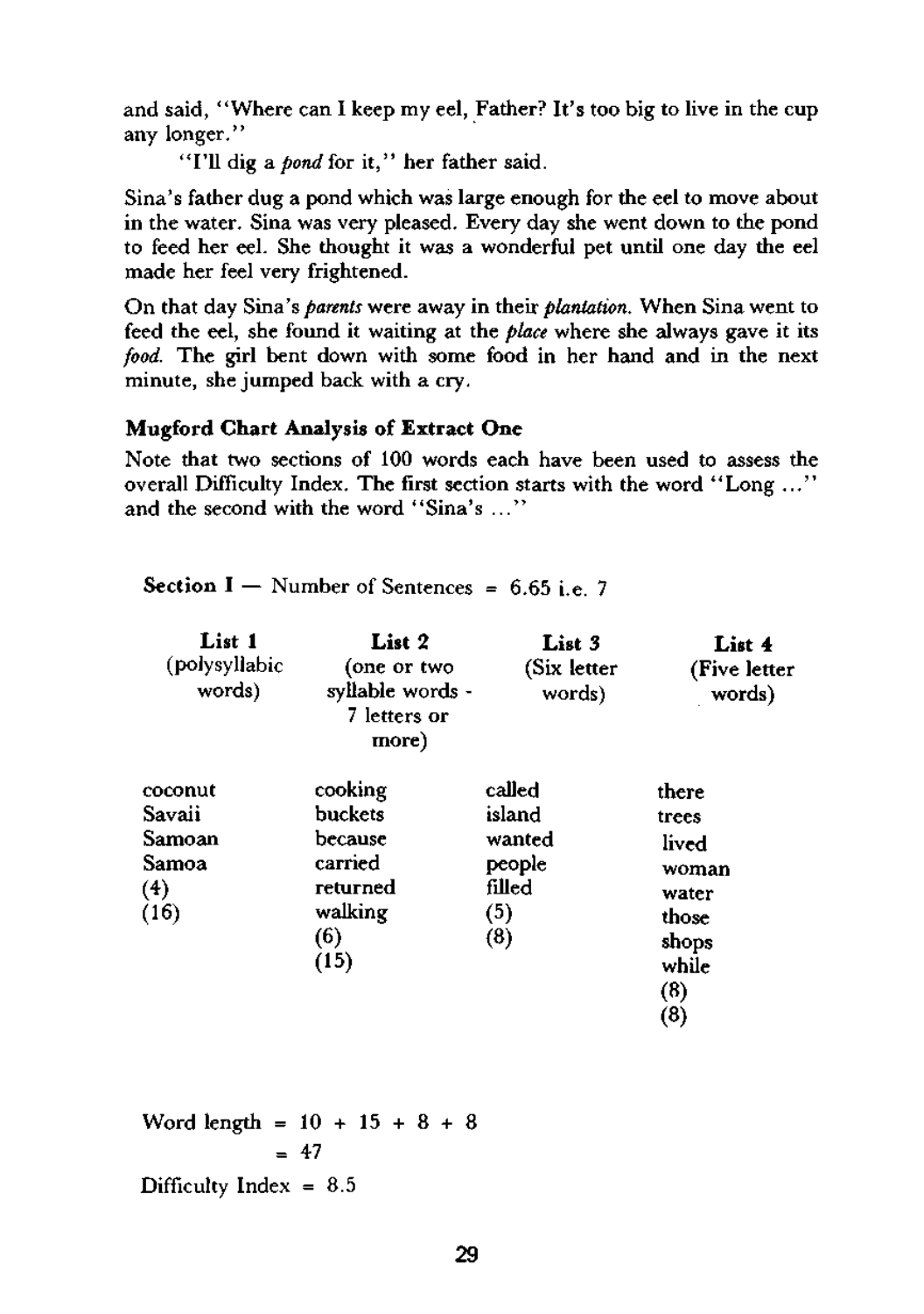and said, "Where can I keep my eel, Father? It's too big to live in the cup any longer."

"I'll dig a *pond* for it," her father said.

Sina's father dug a pond which was large enough for the eel to move about in the water. Sina was very pleased. Every day she went down to the pond to feed her eel. She thought it was a wonderful pet until one day the eel made her feel very frightened.

On that day Sina's *parents* were away in their *plantation*. When Sina went to feed the eel, she found it waiting at the *place* where she always gave it its *food*. The girl bent down with some food in her hand and in the next minute, she jumped back with a cry.

**Mugford Chart Analysis of Extract One**

Note that two sections of 100 words each have been used to assess the overall Difficulty Index. The first section starts with the word "Long ..." and the second with the word "Sina's ..."

**Section I** — Number of Sentences = 6.65 i.e. 7

| **List 1** (polysyllabic words) | **List 2** (one or two syllable words - 7 letters or more) | **List 3** (Six letter words) | **List 4** (Five letter words) |
|---|---|---|---|
| coconut | cooking | called | there |
| Savaii | buckets | island | trees |
| Samoan | because | wanted | lived |
| Samoa | carried | people | woman |
| (4) | returned | filled | water |
| (16) | walking | (5) | those |
| | (6) | (8) | shops |
| | (15) | | while |
| | | | (8) |
| | | | (8) |

Word length = 10 + 15 + 8 + 8
= 47

Difficulty Index = 8.5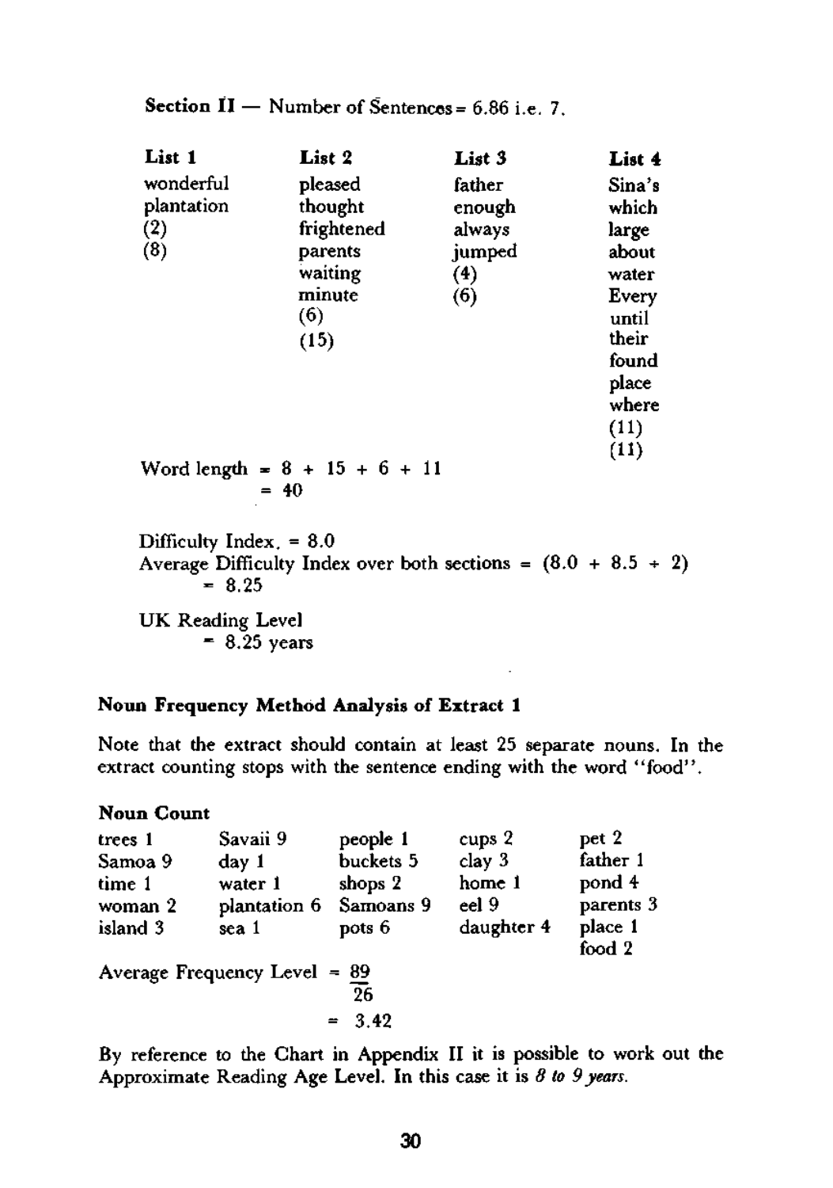**Section II** — Number of Sentences = 6.86 i.e. 7.

| **List 1** | **List 2** | **List 3** | **List 4** |
|---|---|---|---|
| wonderful | pleased | father | Sina's |
| plantation | thought | enough | which |
| (2) | frightened | always | large |
| (8) | parents | jumped | about |
| | waiting | (4) | water |
| | minute | (6) | Every |
| | (6) | | until |
| | (15) | | their |
| | | | found |
| | | | place |
| | | | where |
| | | | (11) |
| | | | (11) |

Word length = 8 + 15 + 6 + 11
= 40

Difficulty Index. = 8.0
Average Difficulty Index over both sections = (8.0 + 8.5 ÷ 2)
= 8.25

UK Reading Level
= 8.25 years

**Noun Frequency Method Analysis of Extract 1**

Note that the extract should contain at least 25 separate nouns. In the extract counting stops with the sentence ending with the word "food".

**Noun Count**

| | | | | |
|---|---|---|---|---|
| trees 1 | Savaii 9 | people 1 | cups 2 | pet 2 |
| Samoa 9 | day 1 | buckets 5 | clay 3 | father 1 |
| time 1 | water 1 | shops 2 | home 1 | pond 4 |
| woman 2 | plantation 6 | Samoans 9 | eel 9 | parents 3 |
| island 3 | sea 1 | pots 6 | daughter 4 | place 1 |
| | | | | food 2 |

Average Frequency Level = $\frac{89}{26}$
= 3.42

By reference to the Chart in Appendix II it is possible to work out the Approximate Reading Age Level. In this case it is *8 to 9 years*.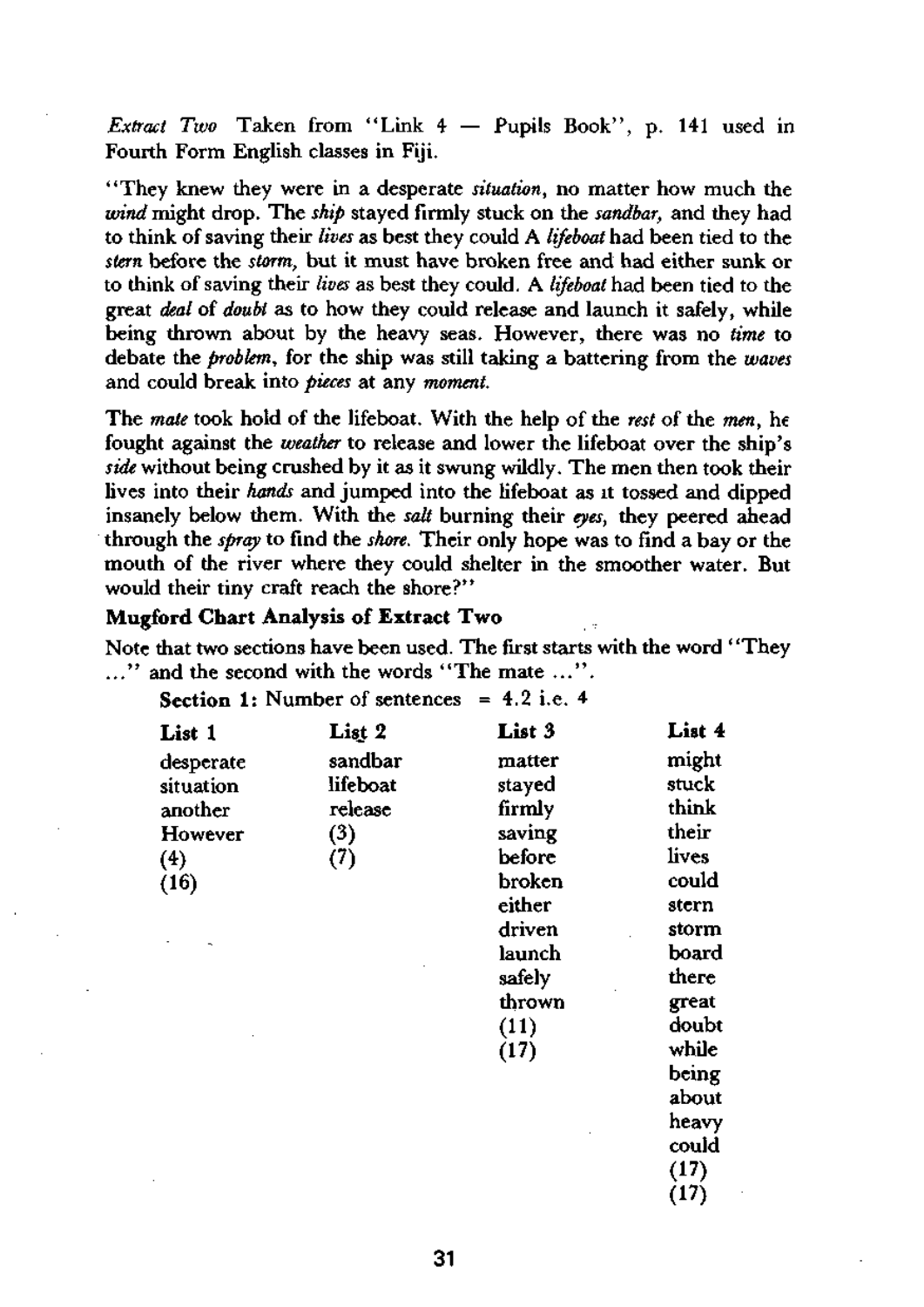*Extract Two* Taken from "Link 4 — Pupils Book", p. 141 used in Fourth Form English classes in Fiji.

"They knew they were in a desperate *situation*, no matter how much the *wind* might drop. The *ship* stayed firmly stuck on the *sandbar*, and they had to think of saving their *lives* as best they could A *lifeboat* had been tied to the *stern* before the *storm*, but it must have broken free and had either sunk or to think of saving their *lives* as best they could. A *lifeboat* had been tied to the great *deal* of *doubt* as to how they could release and launch it safely, while being thrown about by the heavy seas. However, there was no *time* to debate the *problem*, for the ship was still taking a battering from the *waves* and could break into *pieces* at any *moment*.

The *mate* took hold of the lifeboat. With the help of the *rest* of the *men*, he fought against the *weather* to release and lower the lifeboat over the ship's *side* without being crushed by it as it swung wildly. The men then took their lives into their *hands* and jumped into the lifeboat as it tossed and dipped insanely below them. With the *salt* burning their *eyes*, they peered ahead through the *spray* to find the *shore*. Their only hope was to find a bay or the mouth of the river where they could shelter in the smoother water. But would their tiny craft reach the shore?"

**Mugford Chart Analysis of Extract Two**

Note that two sections have been used. The first starts with the word "They ..." and the second with the words "The mate ...".

**Section 1:** Number of sentences = 4.2 i.e. 4

| List 1 | List 2 | List 3 | List 4 |
|---|---|---|---|
| desperate | sandbar | matter | might |
| situation | lifeboat | stayed | stuck |
| another | release | firmly | think |
| However | (3) | saving | their |
| (4) | (7) | before | lives |
| (16) | | broken | could |
| | | either | stern |
| | | driven | storm |
| | | launch | board |
| | | safely | there |
| | | thrown | great |
| | | (11) | doubt |
| | | (17) | while |
| | | | being |
| | | | about |
| | | | heavy |
| | | | could |
| | | | (17) |
| | | | (17) |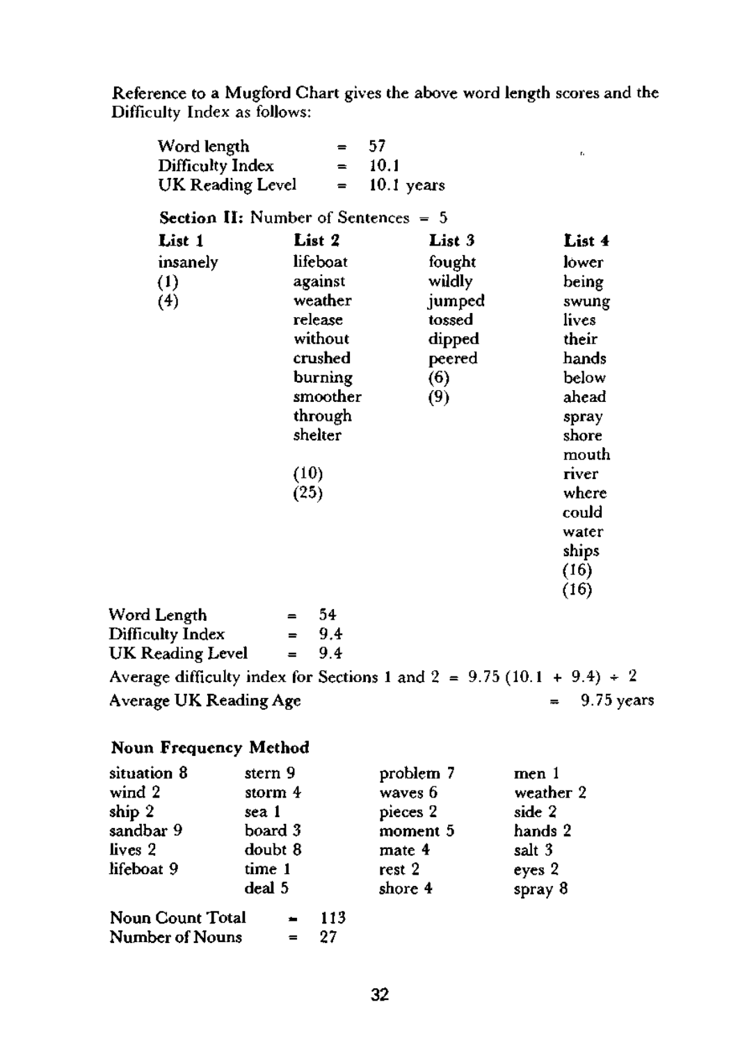Reference to a Mugford Chart gives the above word length scores and the Difficulty Index as follows:

| | | |
|---|---|---|
| Word length | = | 57 |
| Difficulty Index | = | 10.1 |
| UK Reading Level | = | 10.1 years |

**Section II:** Number of Sentences = 5

| **List 1** | **List 2** | **List 3** | **List 4** |
|---|---|---|---|
| insanely | lifeboat | fought | lower |
| (1) | against | wildly | being |
| (4) | weather | jumped | swung |
| | release | tossed | lives |
| | without | dipped | their |
| | crushed | peered | hands |
| | burning | (6) | below |
| | smoother | (9) | ahead |
| | through | | spray |
| | shelter | | shore |
| | | | mouth |
| | (10) | | river |
| | (25) | | where |
| | | | could |
| | | | water |
| | | | ships |
| | | | (16) |
| | | | (16) |

| | | |
|---|---|---|
| Word Length | = | 54 |
| Difficulty Index | = | 9.4 |
| UK Reading Level | = | 9.4 |

Average difficulty index for Sections 1 and 2 = 9.75 (10.1 + 9.4) ÷ 2

Average UK Reading Age = 9.75 years

**Noun Frequency Method**

| | | | |
|---|---|---|---|
| situation 8 | stern 9 | problem 7 | men 1 |
| wind 2 | storm 4 | waves 6 | weather 2 |
| ship 2 | sea 1 | pieces 2 | side 2 |
| sandbar 9 | board 3 | moment 5 | hands 2 |
| lives 2 | doubt 8 | mate 4 | salt 3 |
| lifeboat 9 | time 1 | rest 2 | eyes 2 |
| | deal 5 | shore 4 | spray 8 |

| | | |
|---|---|---|
| Noun Count Total | = | 113 |
| Number of Nouns | = | 27 |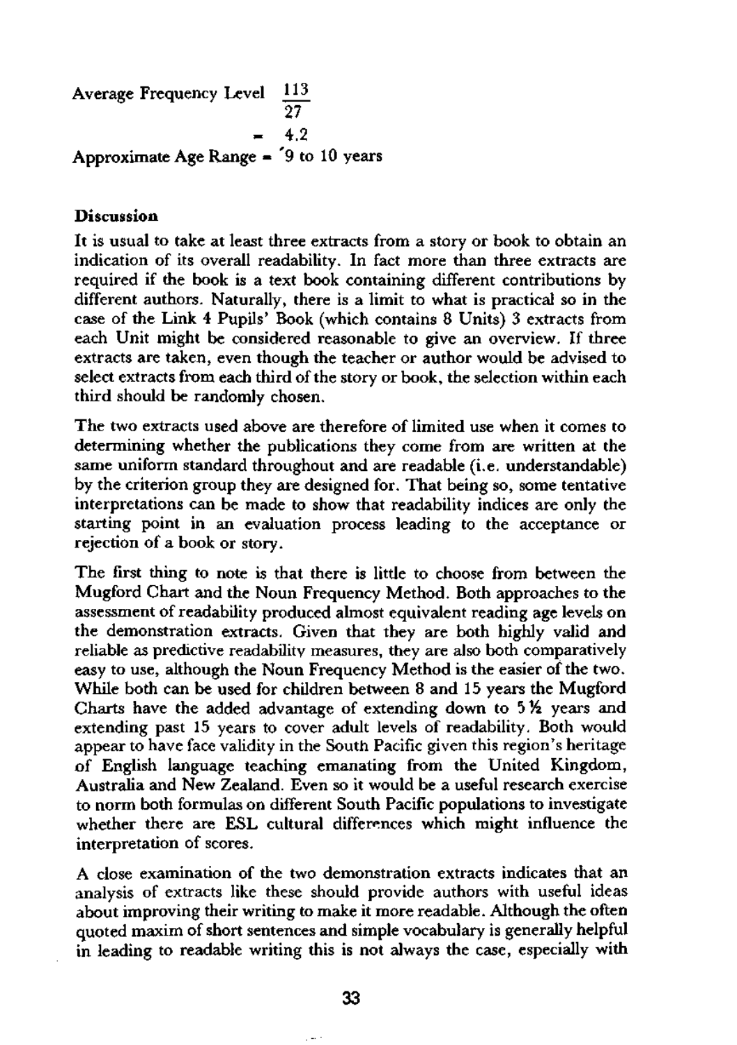Average Frequency Level $\frac{113}{27}$

$= 4.2$

Approximate Age Range = 9 to 10 years

**Discussion**

It is usual to take at least three extracts from a story or book to obtain an indication of its overall readability. In fact more than three extracts are required if the book is a text book containing different contributions by different authors. Naturally, there is a limit to what is practical so in the case of the Link 4 Pupils' Book (which contains 8 Units) 3 extracts from each Unit might be considered reasonable to give an overview. If three extracts are taken, even though the teacher or author would be advised to select extracts from each third of the story or book, the selection within each third should be randomly chosen.

The two extracts used above are therefore of limited use when it comes to determining whether the publications they come from are written at the same uniform standard throughout and are readable (i.e. understandable) by the criterion group they are designed for. That being so, some tentative interpretations can be made to show that readability indices are only the starting point in an evaluation process leading to the acceptance or rejection of a book or story.

The first thing to note is that there is little to choose from between the Mugford Chart and the Noun Frequency Method. Both approaches to the assessment of readability produced almost equivalent reading age levels on the demonstration extracts. Given that they are both highly valid and reliable as predictive readability measures, they are also both comparatively easy to use, although the Noun Frequency Method is the easier of the two. While both can be used for children between 8 and 15 years the Mugford Charts have the added advantage of extending down to 5½ years and extending past 15 years to cover adult levels of readability. Both would appear to have face validity in the South Pacific given this region's heritage of English language teaching emanating from the United Kingdom, Australia and New Zealand. Even so it would be a useful research exercise to norm both formulas on different South Pacific populations to investigate whether there are ESL cultural differences which might influence the interpretation of scores.

A close examination of the two demonstration extracts indicates that an analysis of extracts like these should provide authors with useful ideas about improving their writing to make it more readable. Although the often quoted maxim of short sentences and simple vocabulary is generally helpful in leading to readable writing this is not always the case, especially with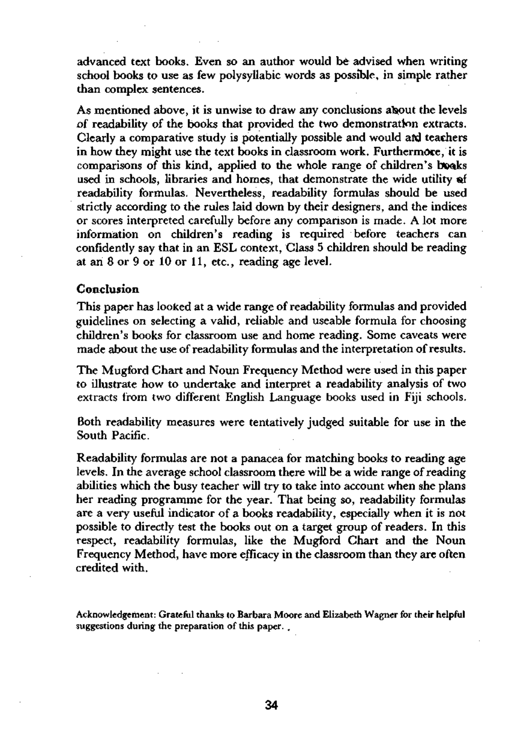advanced text books. Even so an author would be advised when writing school books to use as few polysyllabic words as possible, in simple rather than complex sentences.

As mentioned above, it is unwise to draw any conclusions about the levels of readability of the books that provided the two demonstration extracts. Clearly a comparative study is potentially possible and would aid teachers in how they might use the text books in classroom work. Furthermore, it is comparisons of this kind, applied to the whole range of children's books used in schools, libraries and homes, that demonstrate the wide utility of readability formulas. Nevertheless, readability formulas should be used strictly according to the rules laid down by their designers, and the indices or scores interpreted carefully before any comparison is made. A lot more information on children's reading is required before teachers can confidently say that in an ESL context, Class 5 children should be reading at an 8 or 9 or 10 or 11, etc., reading age level.

**Conclusion**

This paper has looked at a wide range of readability formulas and provided guidelines on selecting a valid, reliable and useable formula for choosing children's books for classroom use and home reading. Some caveats were made about the use of readability formulas and the interpretation of results.

The Mugford Chart and Noun Frequency Method were used in this paper to illustrate how to undertake and interpret a readability analysis of two extracts from two different English Language books used in Fiji schools.

Both readability measures were tentatively judged suitable for use in the South Pacific.

Readability formulas are not a panacea for matching books to reading age levels. In the average school classroom there will be a wide range of reading abilities which the busy teacher will try to take into account when she plans her reading programme for the year. That being so, readability formulas are a very useful indicator of a books readability, especially when it is not possible to directly test the books out on a target group of readers. In this respect, readability formulas, like the Mugford Chart and the Noun Frequency Method, have more efficacy in the classroom than they are often credited with.

Acknowledgement: Grateful thanks to Barbara Moore and Elizabeth Wagner for their helpful suggestions during the preparation of this paper.